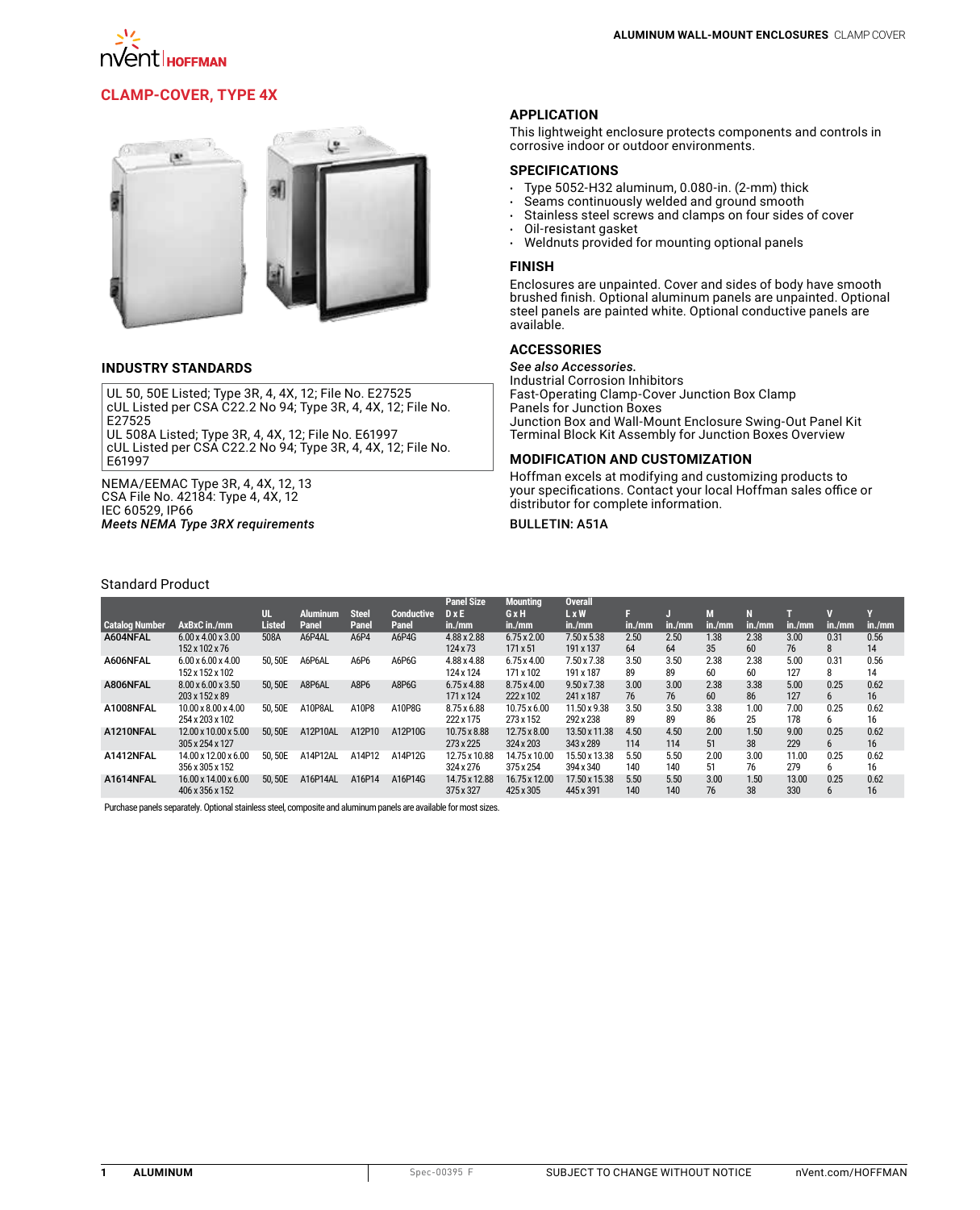## CLAMP-COVER, TYPE 4X

### INDUSTRY STANDARDS

UL 50, 50E Listed; Type 3R, 4, 4X, 12; File No. E27525
cUL Listed per CSA C22.2 No 94; Type 3R, 4, 4X, 12; File No. E27525
UL 508A Listed; Type 3R, 4, 4X, 12; File No. E61997
cUL Listed per CSA C22.2 No 94; Type 3R, 4, 4X, 12; File No. E61997

NEMA/EEMAC Type 3R, 4, 4X, 12, 13
CSA File No. 42184: Type 4, 4X, 12
IEC 60529, IP66
*Meets NEMA Type 3RX requirements*

### APPLICATION

This lightweight enclosure protects components and controls in corrosive indoor or outdoor environments.

### SPECIFICATIONS

- Type 5052-H32 aluminum, 0.080-in. (2-mm) thick
- Seams continuously welded and ground smooth
- Stainless steel screws and clamps on four sides of cover
- Oil-resistant gasket
- Weldnuts provided for mounting optional panels

### FINISH

Enclosures are unpainted. Cover and sides of body have smooth brushed finish. Optional aluminum panels are unpainted. Optional steel panels are painted white. Optional conductive panels are available.

### ACCESSORIES

***See also Accessories.***
Industrial Corrosion Inhibitors
Fast-Operating Clamp-Cover Junction Box Clamp
Panels for Junction Boxes
Junction Box and Wall-Mount Enclosure Swing-Out Panel Kit
Terminal Block Kit Assembly for Junction Boxes Overview

### MODIFICATION AND CUSTOMIZATION

Hoffman excels at modifying and customizing products to your specifications. Contact your local Hoffman sales office or distributor for complete information.

BULLETIN: A51A

Standard Product

| Catalog Number | AxBxC in./mm | UL Listed | Aluminum Panel | Steel Panel | Conductive Panel | Panel Size D x E in./mm | Mounting G x H in./mm | Overall L x W in./mm | F in./mm | J in./mm | M in./mm | N in./mm | T in./mm | V in./mm | Y in./mm |
|---|---|---|---|---|---|---|---|---|---|---|---|---|---|---|---|
| A604NFAL | 6.00 x 4.00 x 3.00<br>152 x 102 x 76 | 508A | A6P4AL | A6P4 | A6P4G | 4.88 x 2.88<br>124 x 73 | 6.75 x 2.00<br>171 x 51 | 7.50 x 5.38<br>191 x 137 | 2.50<br>64 | 2.50<br>64 | 1.38<br>35 | 2.38<br>60 | 3.00<br>76 | 0.31<br>8 | 0.56<br>14 |
| A606NFAL | 6.00 x 6.00 x 4.00<br>152 x 152 x 102 | 50, 50E | A6P6AL | A6P6 | A6P6G | 4.88 x 4.88<br>124 x 124 | 6.75 x 4.00<br>171 x 102 | 7.50 x 7.38<br>191 x 187 | 3.50<br>89 | 3.50<br>89 | 2.38<br>60 | 2.38<br>60 | 5.00<br>127 | 0.31<br>8 | 0.56<br>14 |
| A806NFAL | 8.00 x 6.00 x 3.50<br>203 x 152 x 89 | 50, 50E | A8P6AL | A8P6 | A8P6G | 6.75 x 4.88<br>171 x 124 | 8.75 x 4.00<br>222 x 102 | 9.50 x 7.38<br>241 x 187 | 3.00<br>76 | 3.00<br>76 | 2.38<br>60 | 3.38<br>86 | 5.00<br>127 | 0.25<br>6 | 0.62<br>16 |
| A1008NFAL | 10.00 x 8.00 x 4.00<br>254 x 203 x 102 | 50, 50E | A10P8AL | A10P8 | A10P8G | 8.75 x 6.88<br>222 x 175 | 10.75 x 6.00<br>273 x 152 | 11.50 x 9.38<br>292 x 238 | 3.50<br>89 | 3.50<br>89 | 3.38<br>86 | 1.00<br>25 | 7.00<br>178 | 0.25<br>6 | 0.62<br>16 |
| A1210NFAL | 12.00 x 10.00 x 5.00<br>305 x 254 x 127 | 50, 50E | A12P10AL | A12P10 | A12P10G | 10.75 x 8.88<br>273 x 225 | 12.75 x 8.00<br>324 x 203 | 13.50 x 11.38<br>343 x 289 | 4.50<br>114 | 4.50<br>114 | 2.00<br>51 | 1.50<br>38 | 9.00<br>229 | 0.25<br>6 | 0.62<br>16 |
| A1412NFAL | 14.00 x 12.00 x 6.00<br>356 x 305 x 152 | 50, 50E | A14P12AL | A14P12 | A14P12G | 12.75 x 10.88<br>324 x 276 | 14.75 x 10.00<br>375 x 254 | 15.50 x 13.38<br>394 x 340 | 5.50<br>140 | 5.50<br>140 | 2.00<br>51 | 3.00<br>76 | 11.00<br>279 | 0.25<br>6 | 0.62<br>16 |
| A1614NFAL | 16.00 x 14.00 x 6.00<br>406 x 356 x 152 | 50, 50E | A16P14AL | A16P14 | A16P14G | 14.75 x 12.88<br>375 x 327 | 16.75 x 12.00<br>425 x 305 | 17.50 x 15.38<br>445 x 391 | 5.50<br>140 | 5.50<br>140 | 3.00<br>76 | 1.50<br>38 | 13.00<br>330 | 0.25<br>6 | 0.62<br>16 |

Purchase panels separately. Optional stainless steel, composite and aluminum panels are available for most sizes.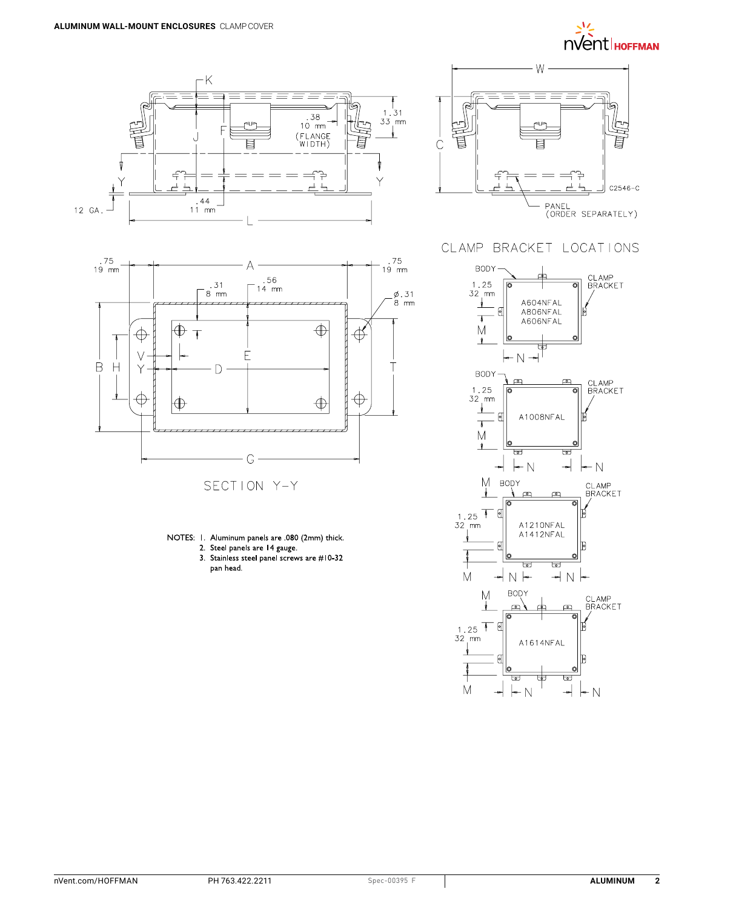C2546-C

PANEL
(ORDER SEPARATELY)

SECTION Y-Y

CLAMP BRACKET LOCATIONS

A604NFAL
A806NFAL
A606NFAL

A1008NFAL

A1210NFAL
A1412NFAL

A1614NFAL

NOTES: 1. Aluminum panels are .080 (2mm) thick.
2. Steel panels are 14 gauge.
3. Stainless steel panel screws are #10-32 pan head.